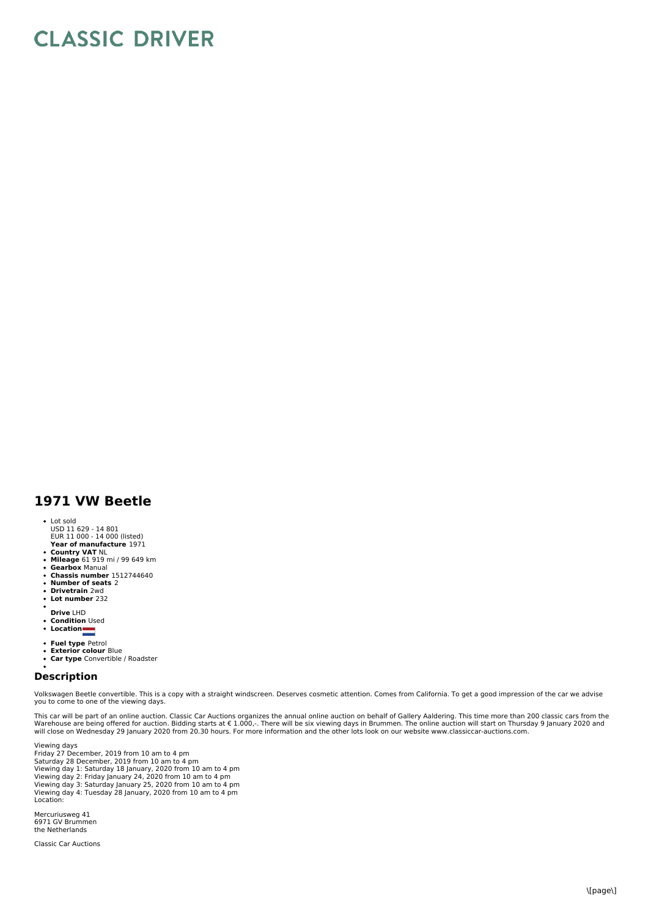# CLASSIC DRIVER

## 1971 VW Beetle

- Lot sold
  USD 11 629 - 14 801
  EUR 11 000 - 14 000 (listed)
  **Year of manufacture** 1971
- **Country VAT** NL
- **Mileage** 61 919 mi / 99 649 km
- **Gearbox** Manual
- **Chassis number** 1512744640
- **Number of seats** 2
- **Drivetrain** 2wd
- **Lot number** 232
- 
  **Drive** LHD
- **Condition** Used
- **Location**
- **Fuel type** Petrol
- **Exterior colour** Blue
- **Car type** Convertible / Roadster
- 

## Description

Volkswagen Beetle convertible. This is a copy with a straight windscreen. Deserves cosmetic attention. Comes from California. To get a good impression of the car we advise you to come to one of the viewing days.

This car will be part of an online auction. Classic Car Auctions organizes the annual online auction on behalf of Gallery Aaldering. This time more than 200 classic cars from the Warehouse are being offered for auction. Bidding starts at € 1.000,-. There will be six viewing days in Brummen. The online auction will start on Thursday 9 January 2020 and will close on Wednesday 29 January 2020 from 20.30 hours. For more information and the other lots look on our website www.classiccar-auctions.com.

Viewing days
Friday 27 December, 2019 from 10 am to 4 pm
Saturday 28 December, 2019 from 10 am to 4 pm
Viewing day 1: Saturday 18 January, 2020 from 10 am to 4 pm
Viewing day 2: Friday January 24, 2020 from 10 am to 4 pm
Viewing day 3: Saturday January 25, 2020 from 10 am to 4 pm
Viewing day 4: Tuesday 28 January, 2020 from 10 am to 4 pm
Location:

Mercuriusweg 41
6971 GV Brummen
the Netherlands

Classic Car Auctions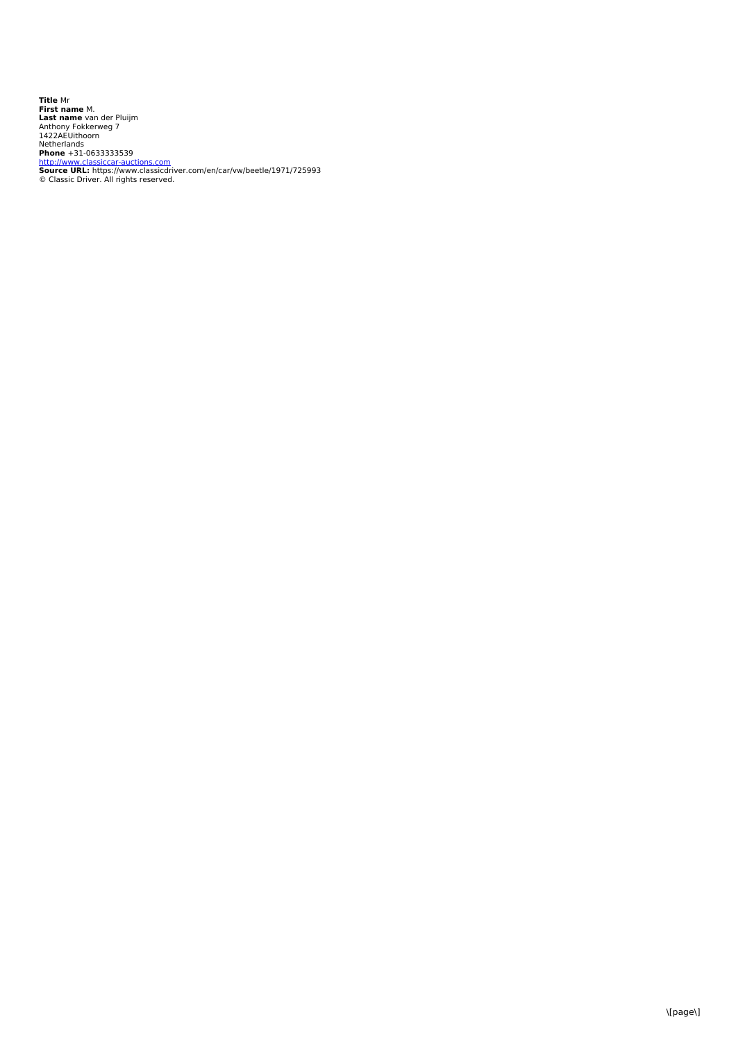**Title** Mr  
**First name** M.  
**Last name** van der Pluijm  
Anthony Fokkerweg 7  
1422AEUithoorn  
Netherlands  
**Phone** +31-0633333539  
[http://www.classiccar-auctions.com](http://www.classiccar-auctions.com)  
**Source URL:** https://www.classicdriver.com/en/car/vw/beetle/1971/725993  
© Classic Driver. All rights reserved.